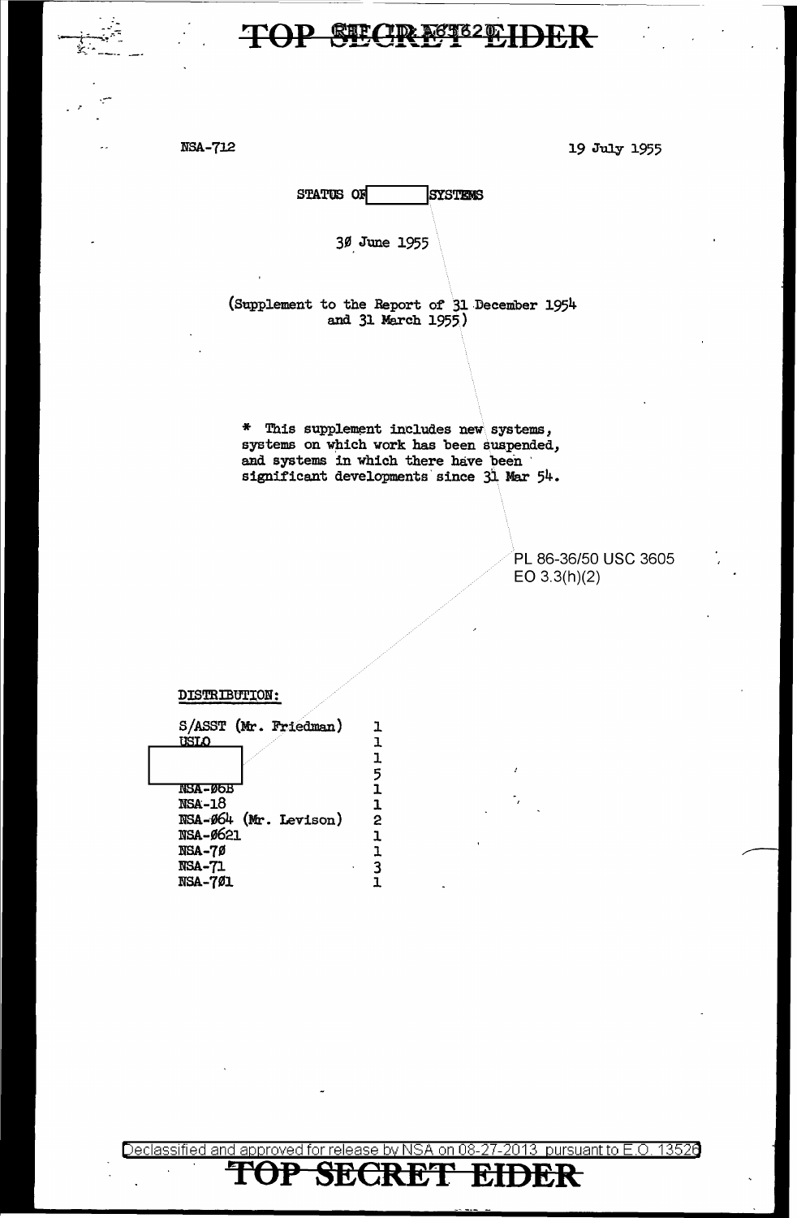TOP SECRET EIDER

NSA-712

19 July 1955

STATUS OF [redacted] SYSTEMS

3Ø June 1955

(Supplement to the Report of 31 December 1954 and 31 March 1955)

\* This supplement includes new systems, systems on which work has been suspended, and systems in which there have been significant developments since 31 Mar 54.

PL 86-36/50 USC 3605
EO 3.3(h)(2)

DISTRIBUTION:

| | |
|---|---|
| S/ASST (Mr. Friedman) | 1 |
| USLO | 1 |
| [redacted] | 1 |
| [redacted] | 5 |
| NSA-Ø6B | 1 |
| NSA-18 | 1 |
| NSA-Ø64 (Mr. Levison) | 2 |
| NSA-Ø621 | 1 |
| NSA-7Ø | 1 |
| NSA-71 | 3 |
| NSA-7Ø1 | 1 |

Declassified and approved for release by NSA on 08-27-2013 pursuant to E.O. 13526

TOP SECRET EIDER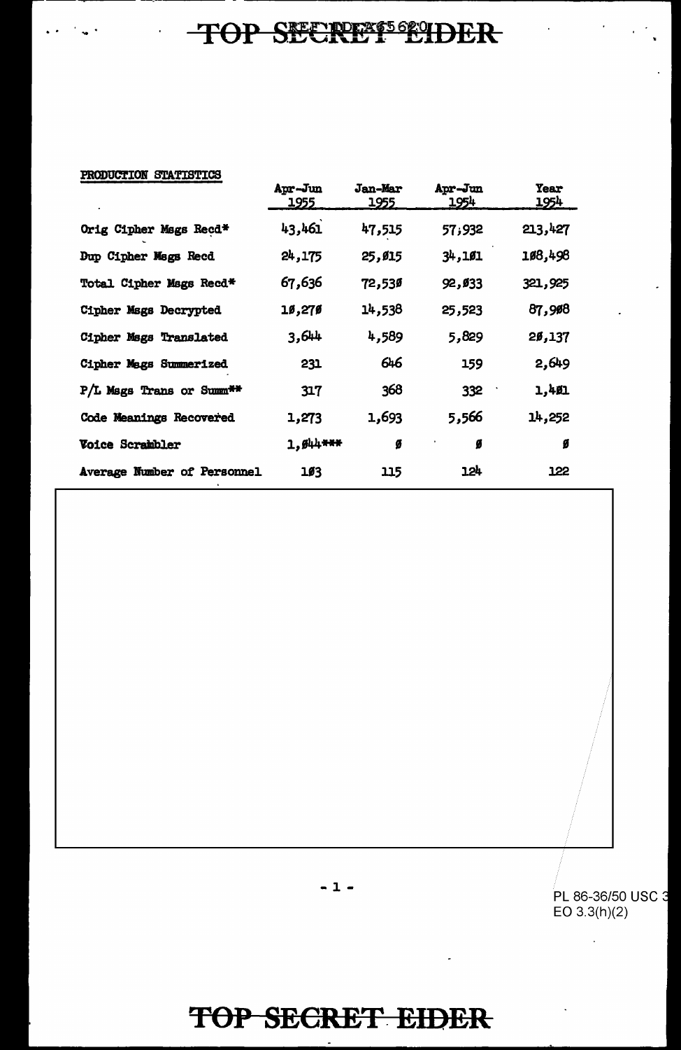PRODUCTION STATISTICS

| | Apr-Jun 1955 | Jan-Mar 1955 | Apr-Jun 1954 | Year 1954 |
|---|---|---|---|---|
| Orig Cipher Msgs Recd* | 43,461 | 47,515 | 57,932 | 213,427 |
| Dup Cipher Msgs Recd | 24,175 | 25,015 | 34,101 | 108,498 |
| Total Cipher Msgs Recd* | 67,636 | 72,530 | 92,033 | 321,925 |
| Cipher Msgs Decrypted | 10,270 | 14,538 | 25,523 | 87,908 |
| Cipher Msgs Translated | 3,644 | 4,589 | 5,829 | 20,137 |
| Cipher Msgs Summerized | 231 | 646 | 159 | 2,649 |
| P/L Msgs Trans or Summ** | 317 | 368 | 332 | 1,401 |
| Code Meanings Recovered | 1,273 | 1,693 | 5,566 | 14,252 |
| Voice Scrambler | 1,044*** | 0 | 0 | 0 |
| Average Number of Personnel | 103 | 115 | 124 | 122 |

PL 86-36/50 USC 3
EO 3.3(h)(2)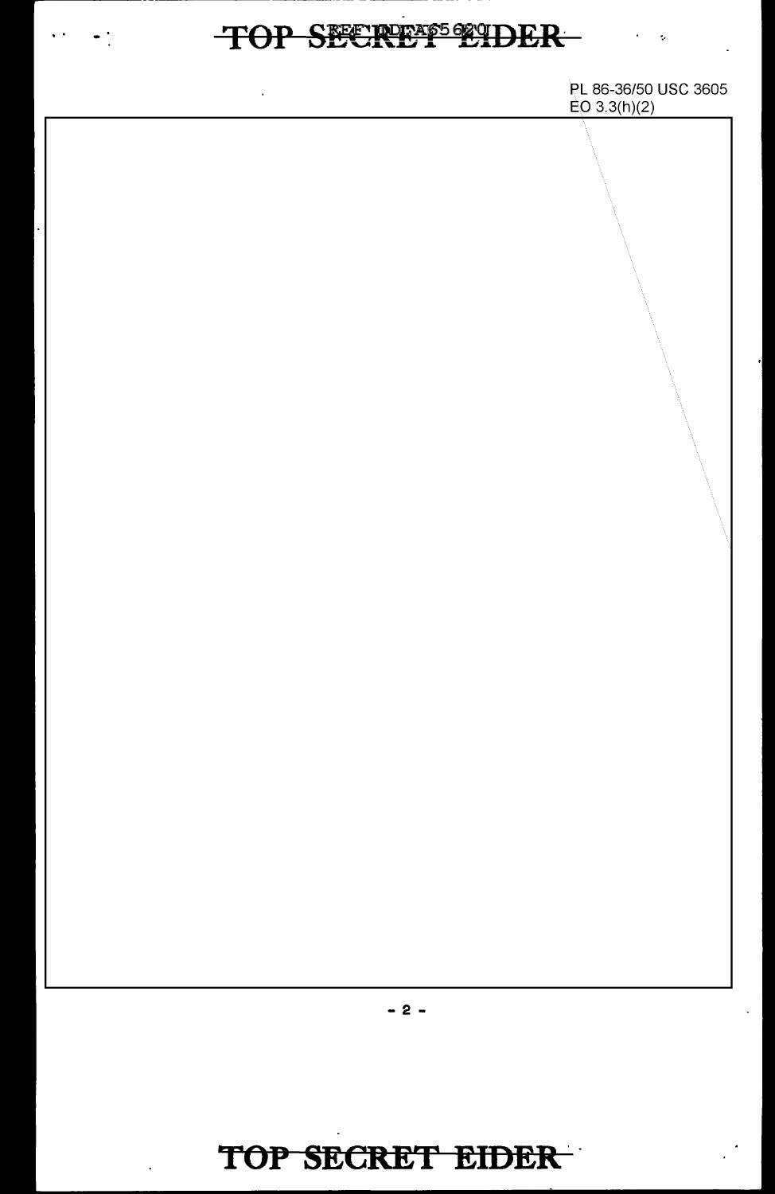PL 86-36/50 USC 3605
EO 3.3(h)(2)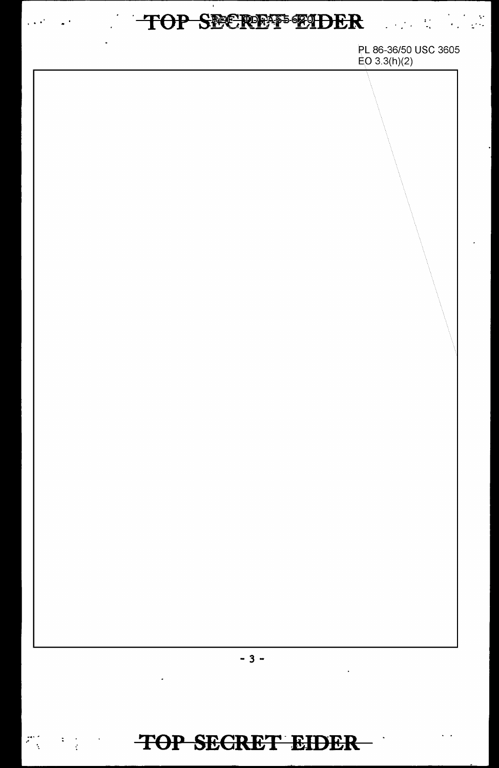PL 86-36/50 USC 3605
EO 3.3(h)(2)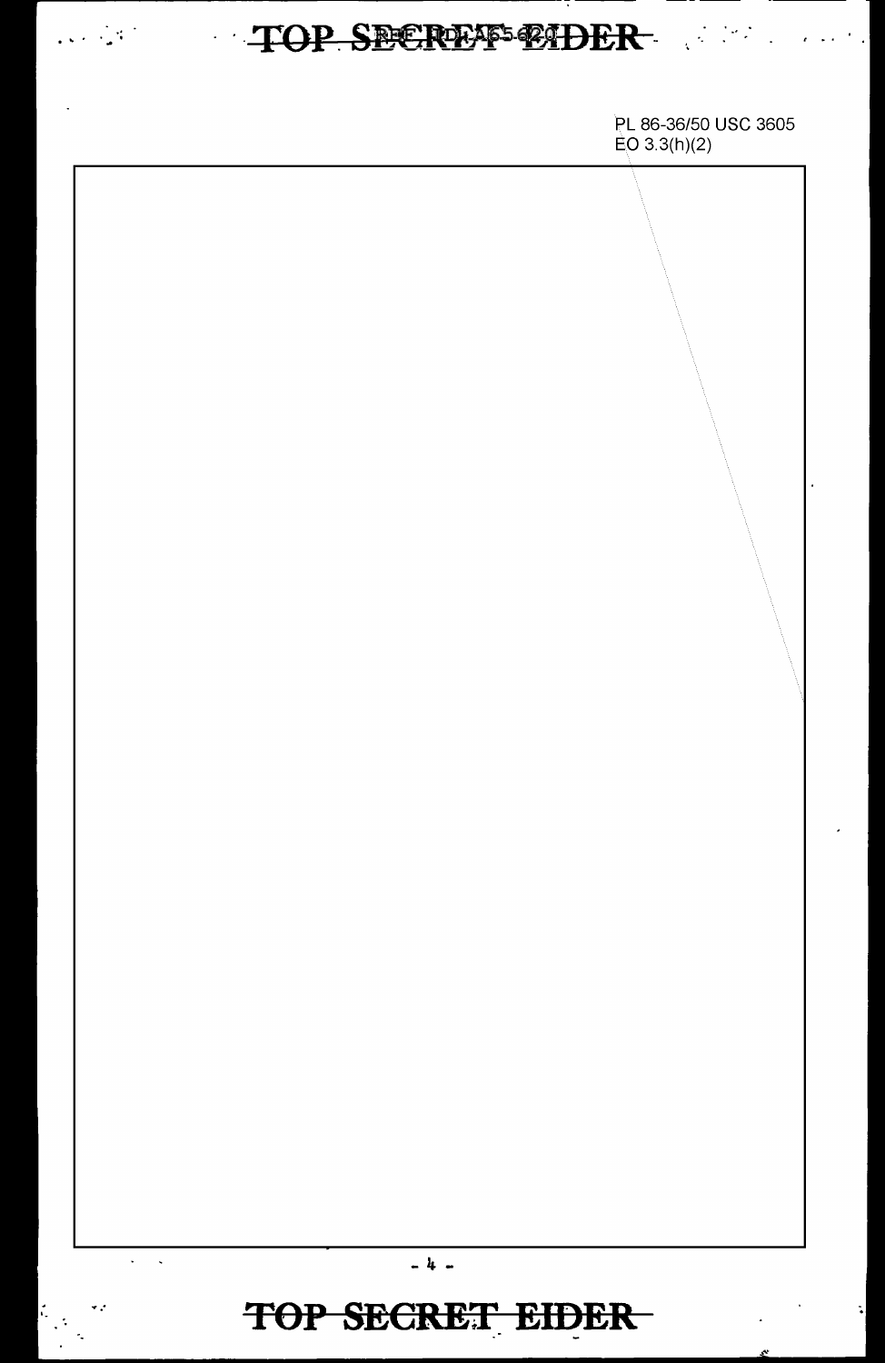PL 86-36/50 USC 3605
EO 3.3(h)(2)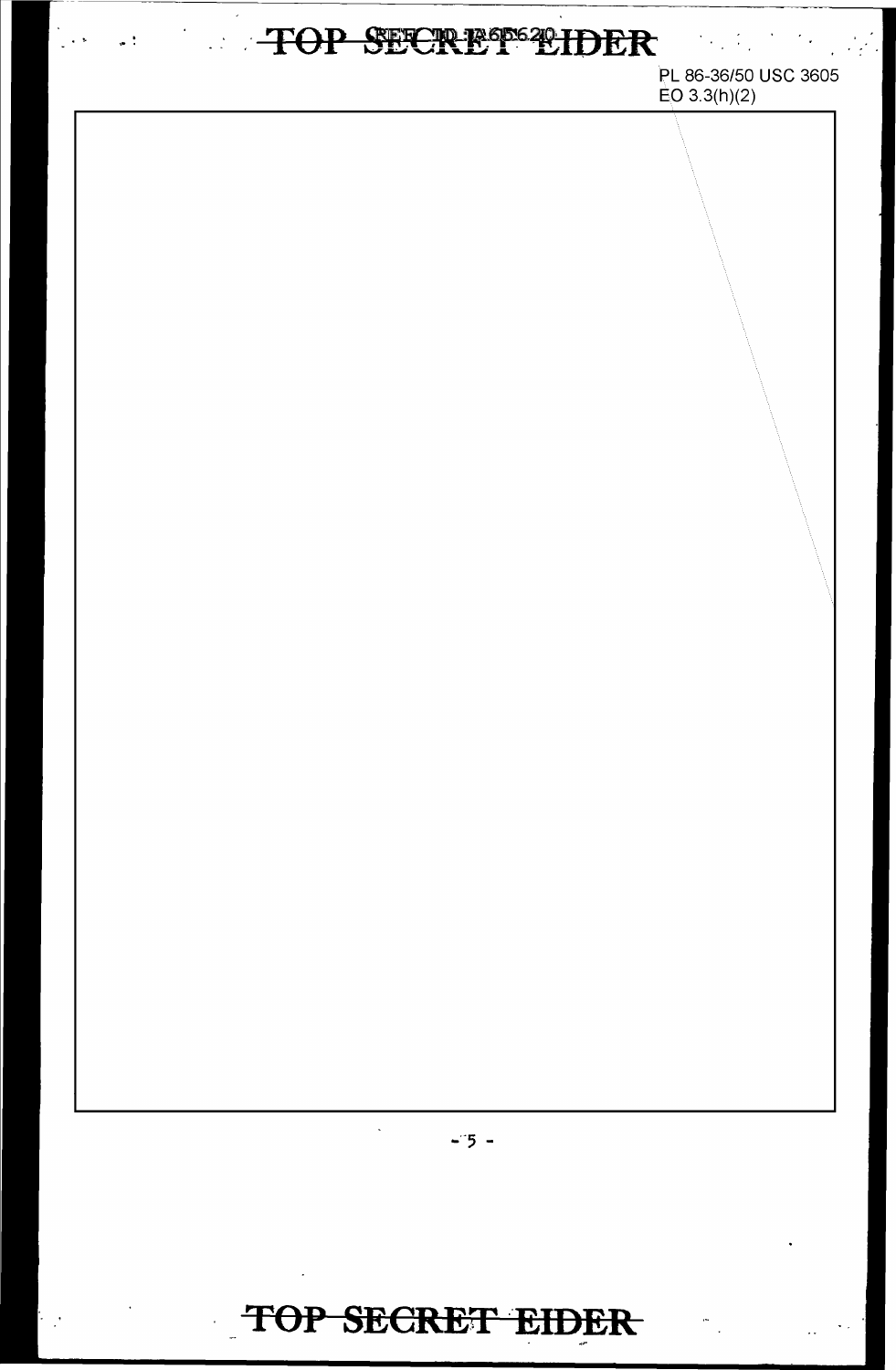PL 86-36/50 USC 3605
EO 3.3(h)(2)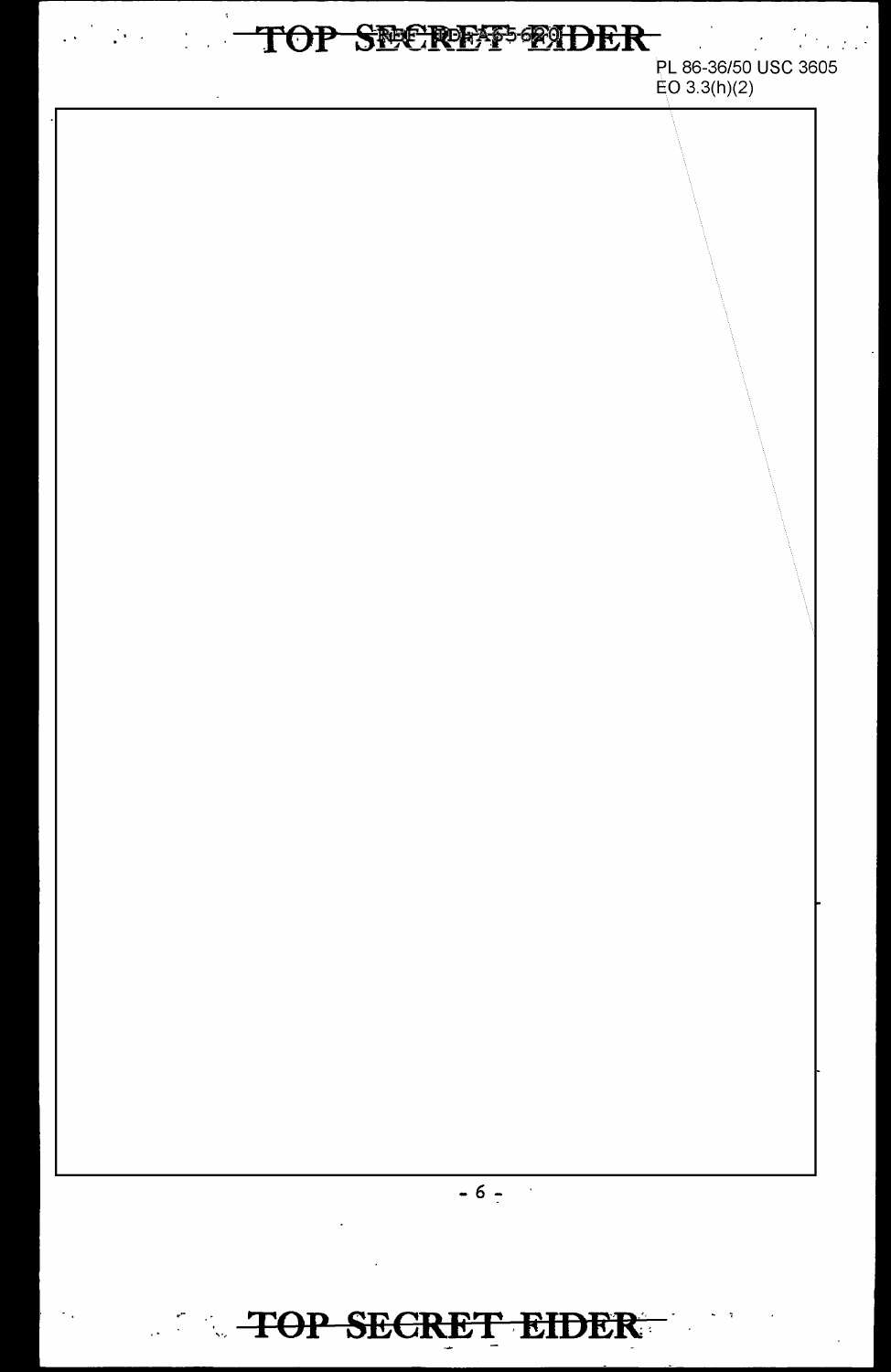PL 86-36/50 USC 3605
EO 3.3(h)(2)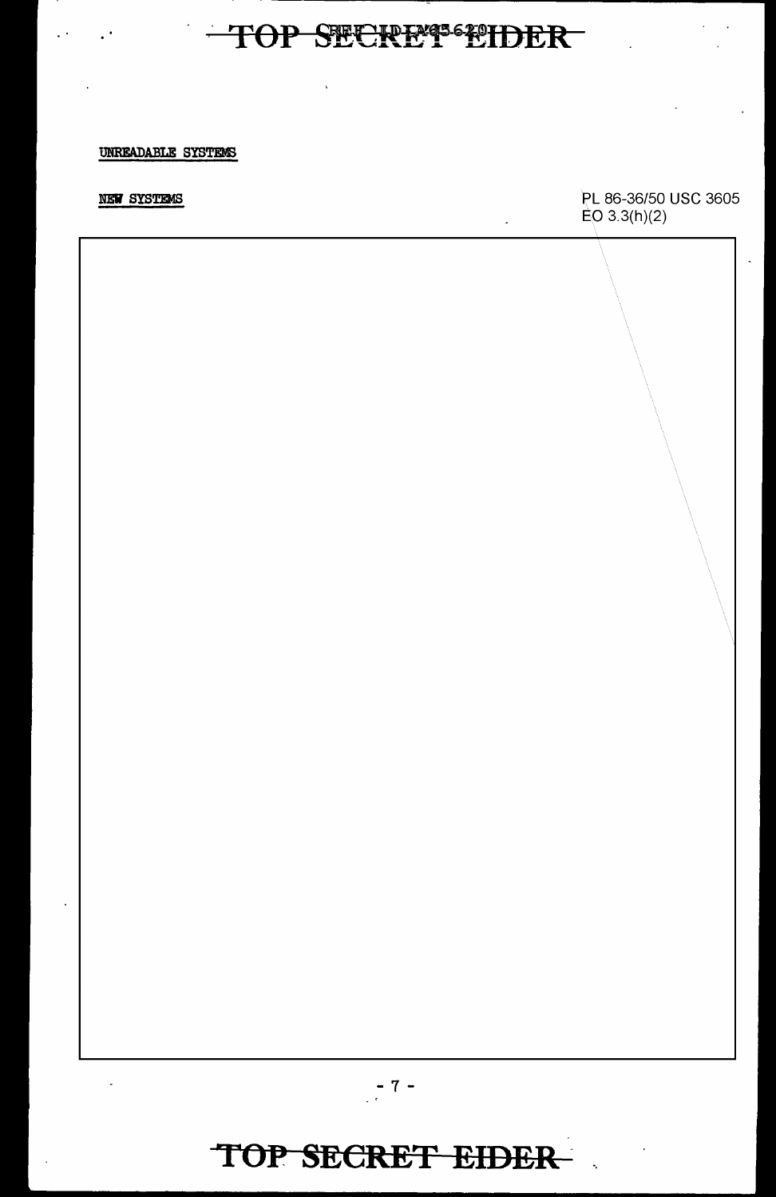UNREADABLE SYSTEMS

NEW SYSTEMS

PL 86-36/50 USC 3605
EO 3.3(h)(2)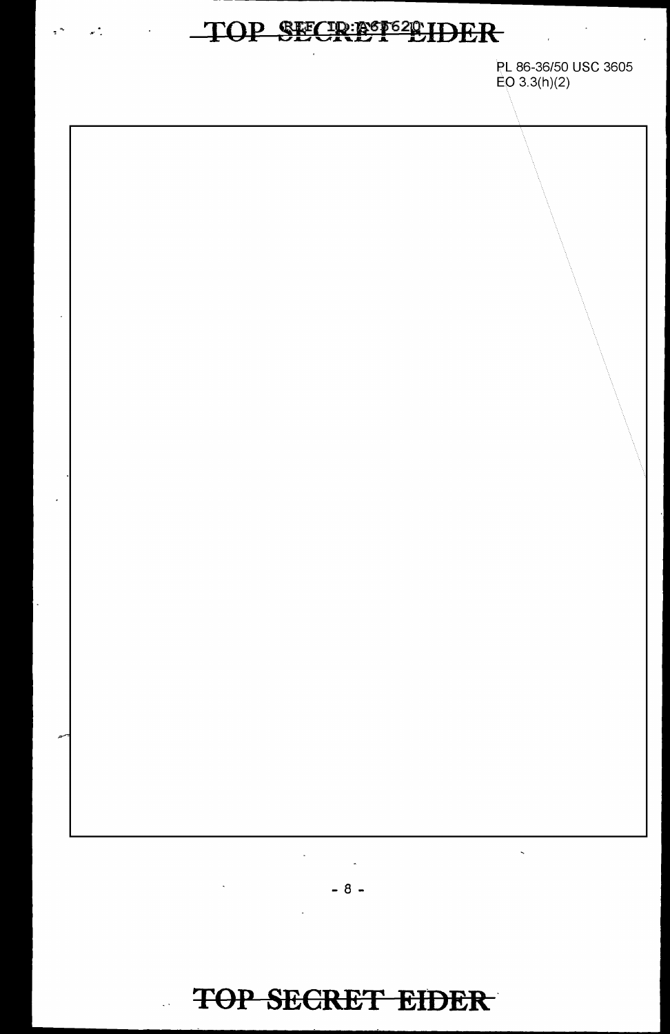PL 86-36/50 USC 3605
EO 3.3(h)(2)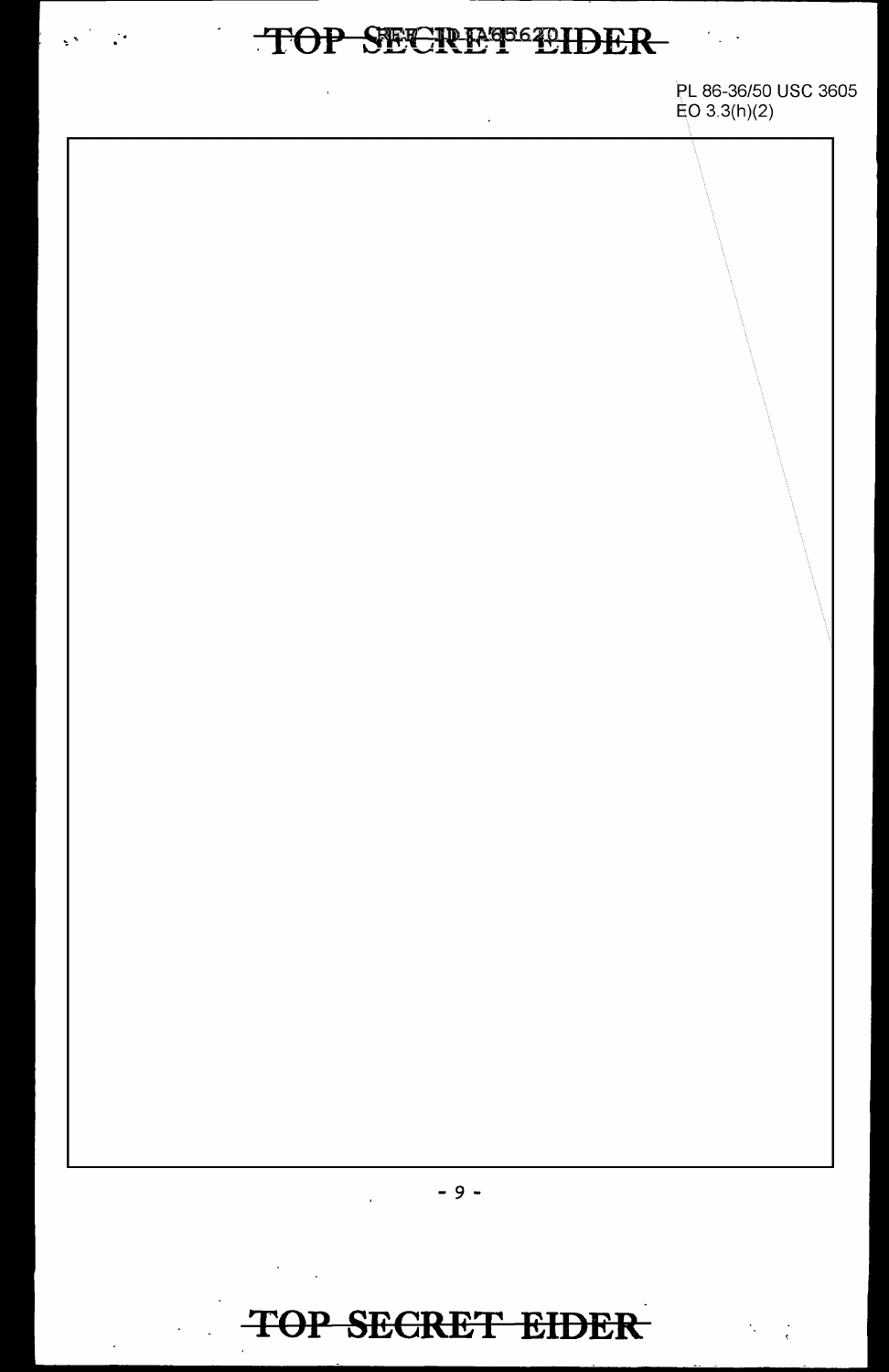PL 86-36/50 USC 3605
EO 3.3(h)(2)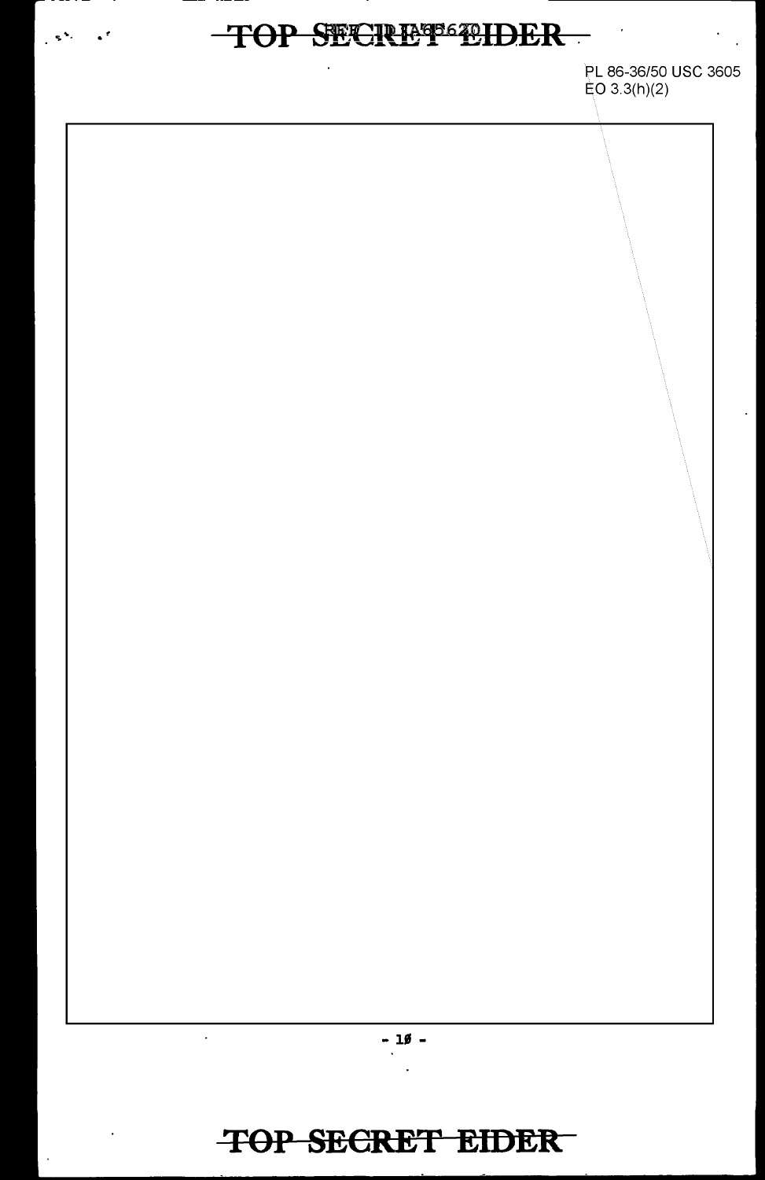PL 86-36/50 USC 3605
EO 3.3(h)(2)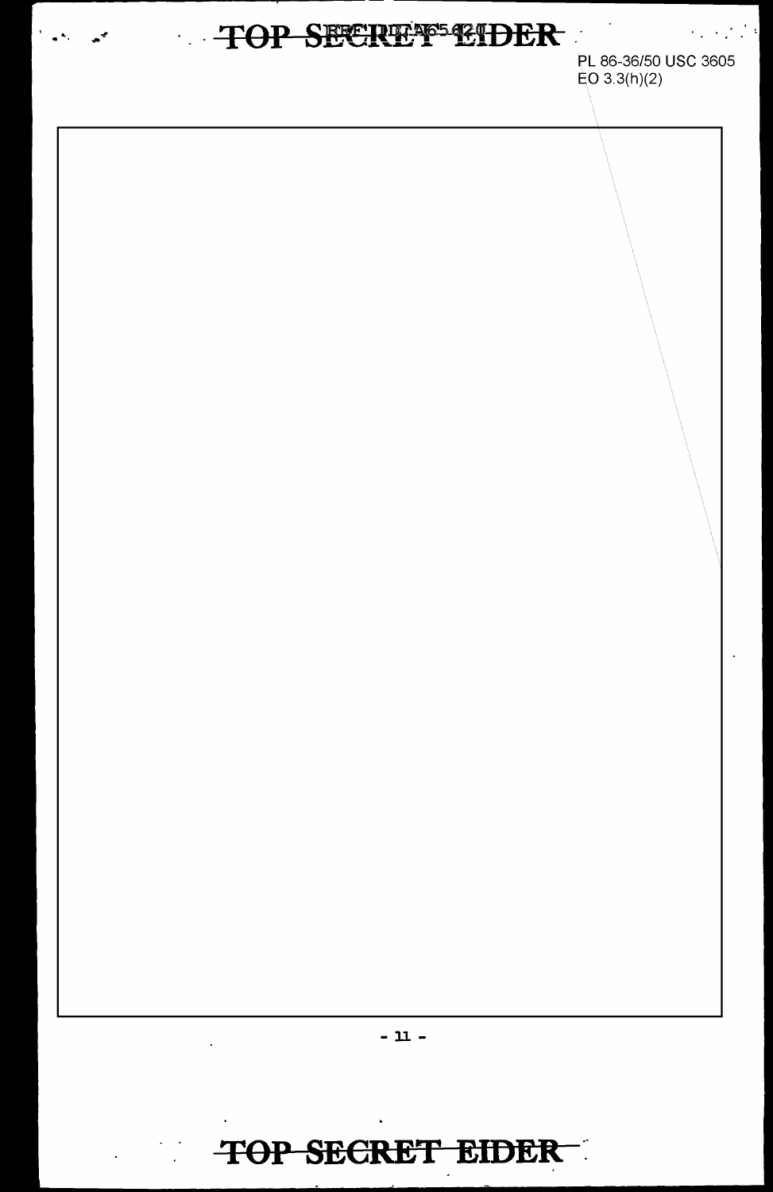PL 86-36/50 USC 3605
EO 3.3(h)(2)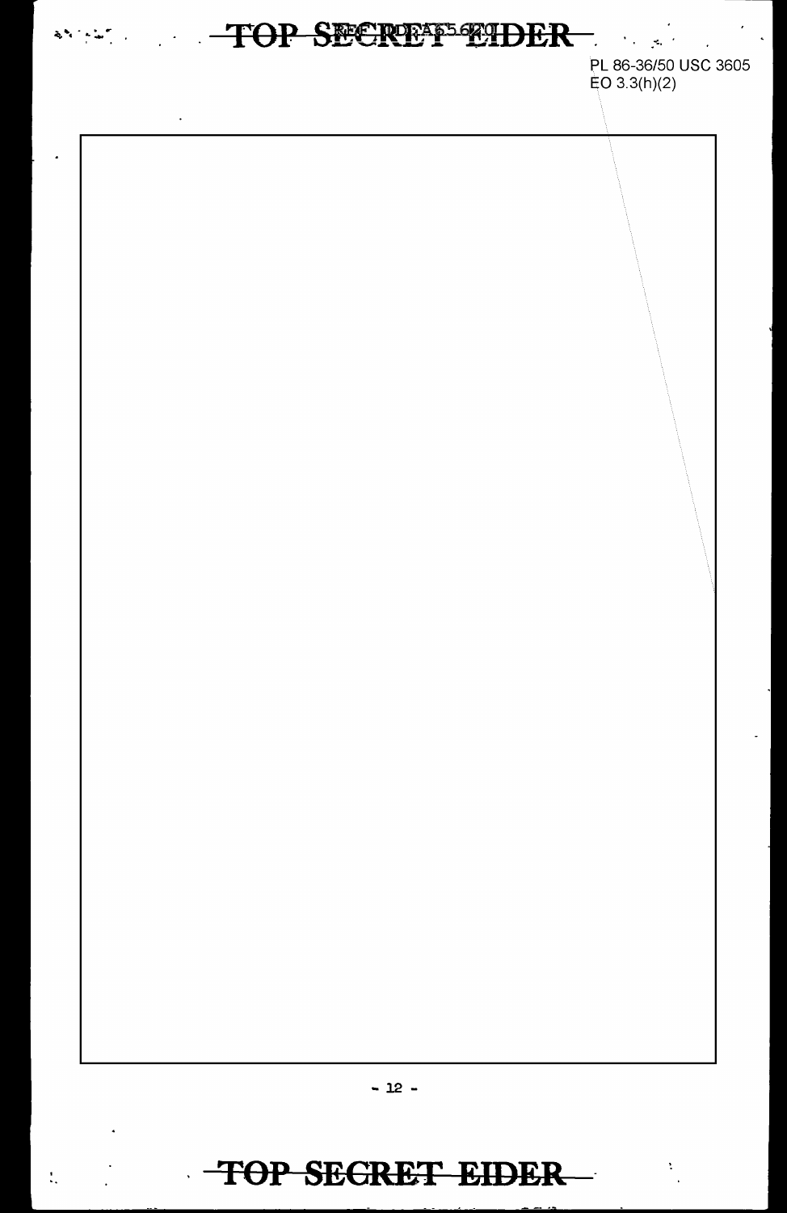PL 86-36/50 USC 3605
EO 3.3(h)(2)